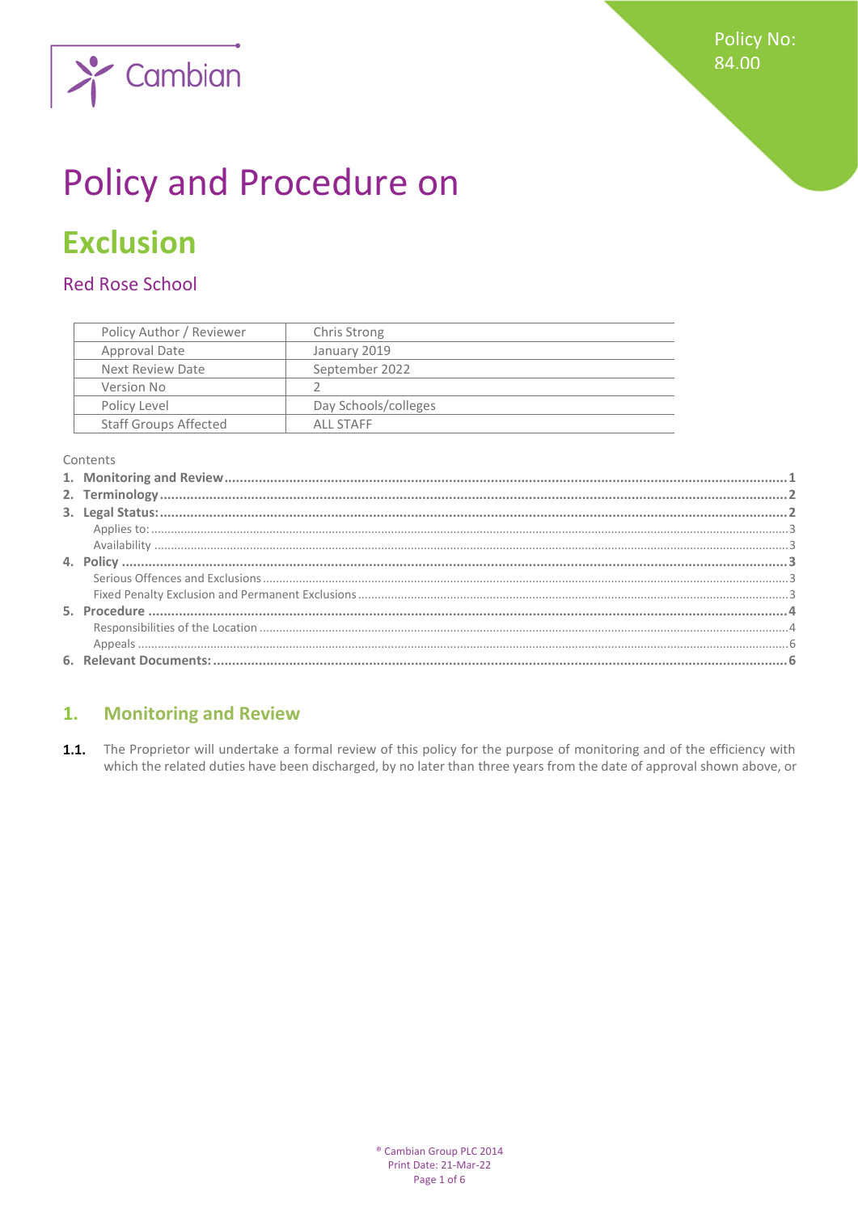Policy No: 84.00

# Policy and Procedure on

# Exclusion

## Red Rose School

| Policy Author / Reviewer | Chris Strong |
|---|---|
| Approval Date | January 2019 |
| Next Review Date | September 2022 |
| Version No | 2 |
| Policy Level | Day Schools/colleges |
| Staff Groups Affected | ALL STAFF |

Contents

1. **Monitoring and Review** ..... 1
2. **Terminology** ..... 2
3. **Legal Status:** ..... 2
   - Applies to: ..... 3
   - Availability ..... 3
4. **Policy** ..... 3
   - Serious Offences and Exclusions ..... 3
   - Fixed Penalty Exclusion and Permanent Exclusions ..... 3
5. **Procedure** ..... 4
   - Responsibilities of the Location ..... 4
   - Appeals ..... 6
6. **Relevant Documents:** ..... 6

## 1. Monitoring and Review

**1.1.** The Proprietor will undertake a formal review of this policy for the purpose of monitoring and of the efficiency with which the related duties have been discharged, by no later than three years from the date of approval shown above, or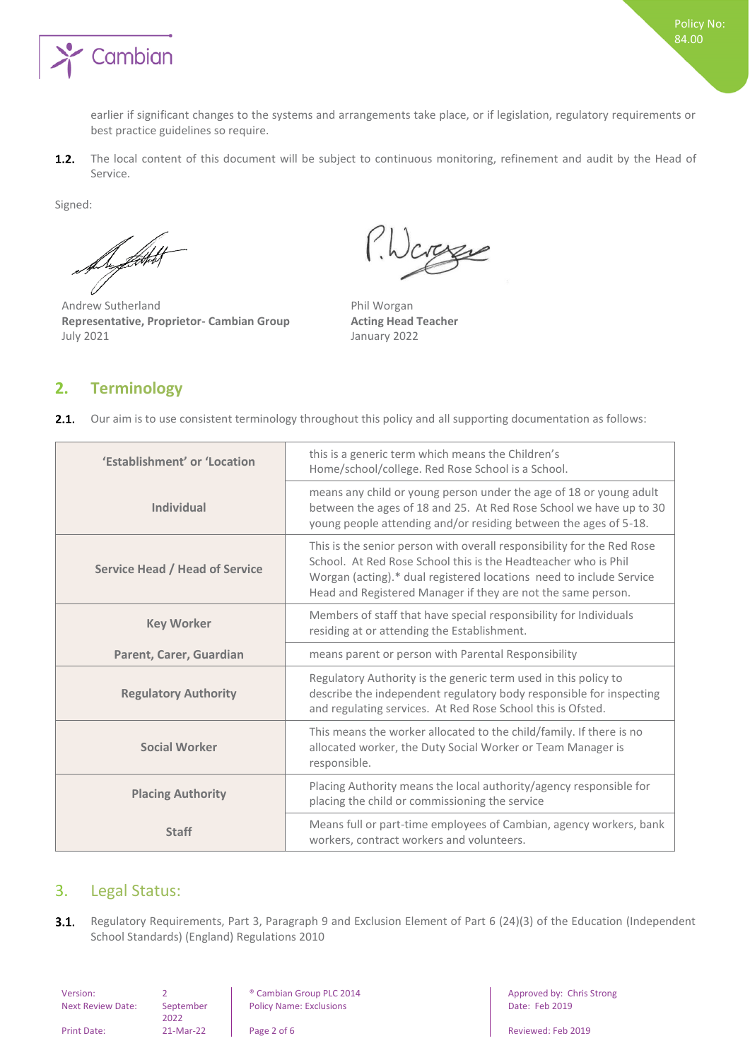earlier if significant changes to the systems and arrangements take place, or if legislation, regulatory requirements or best practice guidelines so require.

**1.2.** The local content of this document will be subject to continuous monitoring, refinement and audit by the Head of Service.

Signed:

Andrew Sutherland
**Representative, Proprietor- Cambian Group**
July 2021

Phil Worgan
**Acting Head Teacher**
January 2022

## 2. Terminology

**2.1.** Our aim is to use consistent terminology throughout this policy and all supporting documentation as follows:

| | |
|---|---|
| **'Establishment' or 'Location** | this is a generic term which means the Children's Home/school/college. Red Rose School is a School. |
| **Individual** | means any child or young person under the age of 18 or young adult between the ages of 18 and 25. At Red Rose School we have up to 30 young people attending and/or residing between the ages of 5-18. |
| **Service Head / Head of Service** | This is the senior person with overall responsibility for the Red Rose School. At Red Rose School this is the Headteacher who is Phil Worgan (acting).* dual registered locations need to include Service Head and Registered Manager if they are not the same person. |
| **Key Worker** | Members of staff that have special responsibility for Individuals residing at or attending the Establishment. |
| **Parent, Carer, Guardian** | means parent or person with Parental Responsibility |
| **Regulatory Authority** | Regulatory Authority is the generic term used in this policy to describe the independent regulatory body responsible for inspecting and regulating services. At Red Rose School this is Ofsted. |
| **Social Worker** | This means the worker allocated to the child/family. If there is no allocated worker, the Duty Social Worker or Team Manager is responsible. |
| **Placing Authority** | Placing Authority means the local authority/agency responsible for placing the child or commissioning the service |
| **Staff** | Means full or part-time employees of Cambian, agency workers, bank workers, contract workers and volunteers. |

## 3. Legal Status:

**3.1.** Regulatory Requirements, Part 3, Paragraph 9 and Exclusion Element of Part 6 (24)(3) of the Education (Independent School Standards) (England) Regulations 2010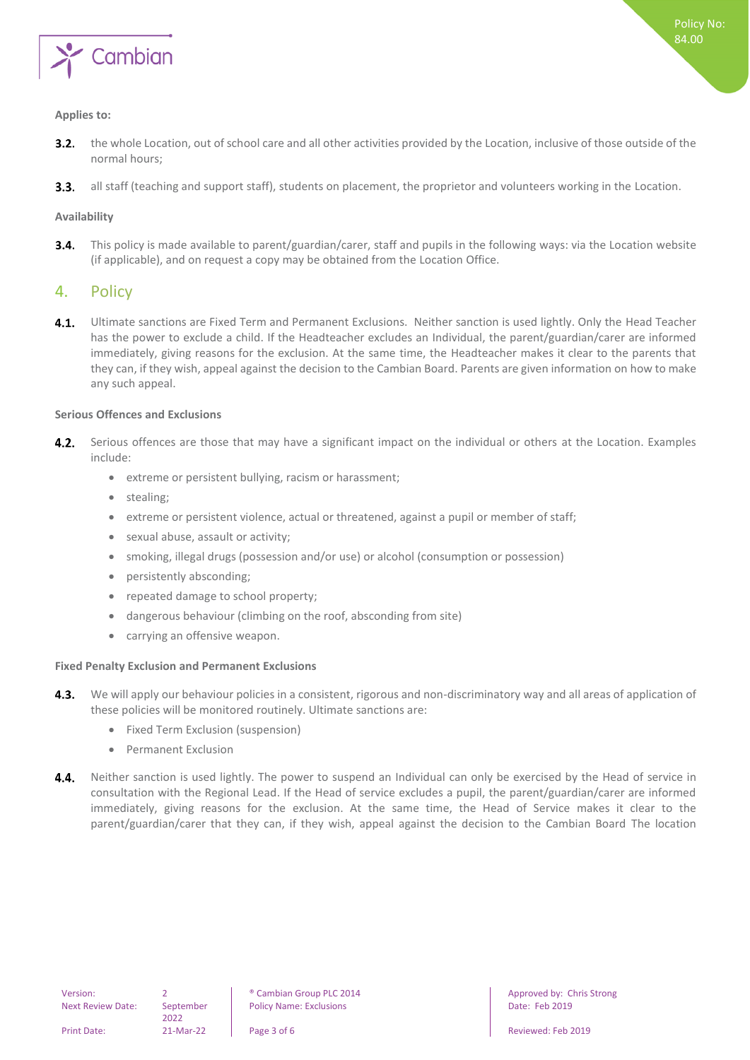**Applies to:**

**3.2.** the whole Location, out of school care and all other activities provided by the Location, inclusive of those outside of the normal hours;

**3.3.** all staff (teaching and support staff), students on placement, the proprietor and volunteers working in the Location.

**Availability**

**3.4.** This policy is made available to parent/guardian/carer, staff and pupils in the following ways: via the Location website (if applicable), and on request a copy may be obtained from the Location Office.

## 4. Policy

**4.1.** Ultimate sanctions are Fixed Term and Permanent Exclusions. Neither sanction is used lightly. Only the Head Teacher has the power to exclude a child. If the Headteacher excludes an Individual, the parent/guardian/carer are informed immediately, giving reasons for the exclusion. At the same time, the Headteacher makes it clear to the parents that they can, if they wish, appeal against the decision to the Cambian Board. Parents are given information on how to make any such appeal.

**Serious Offences and Exclusions**

**4.2.** Serious offences are those that may have a significant impact on the individual or others at the Location. Examples include:

- extreme or persistent bullying, racism or harassment;
- stealing;
- extreme or persistent violence, actual or threatened, against a pupil or member of staff;
- sexual abuse, assault or activity;
- smoking, illegal drugs (possession and/or use) or alcohol (consumption or possession)
- persistently absconding;
- repeated damage to school property;
- dangerous behaviour (climbing on the roof, absconding from site)
- carrying an offensive weapon.

**Fixed Penalty Exclusion and Permanent Exclusions**

**4.3.** We will apply our behaviour policies in a consistent, rigorous and non-discriminatory way and all areas of application of these policies will be monitored routinely. Ultimate sanctions are:

- Fixed Term Exclusion (suspension)
- Permanent Exclusion

**4.4.** Neither sanction is used lightly. The power to suspend an Individual can only be exercised by the Head of service in consultation with the Regional Lead. If the Head of service excludes a pupil, the parent/guardian/carer are informed immediately, giving reasons for the exclusion. At the same time, the Head of Service makes it clear to the parent/guardian/carer that they can, if they wish, appeal against the decision to the Cambian Board The location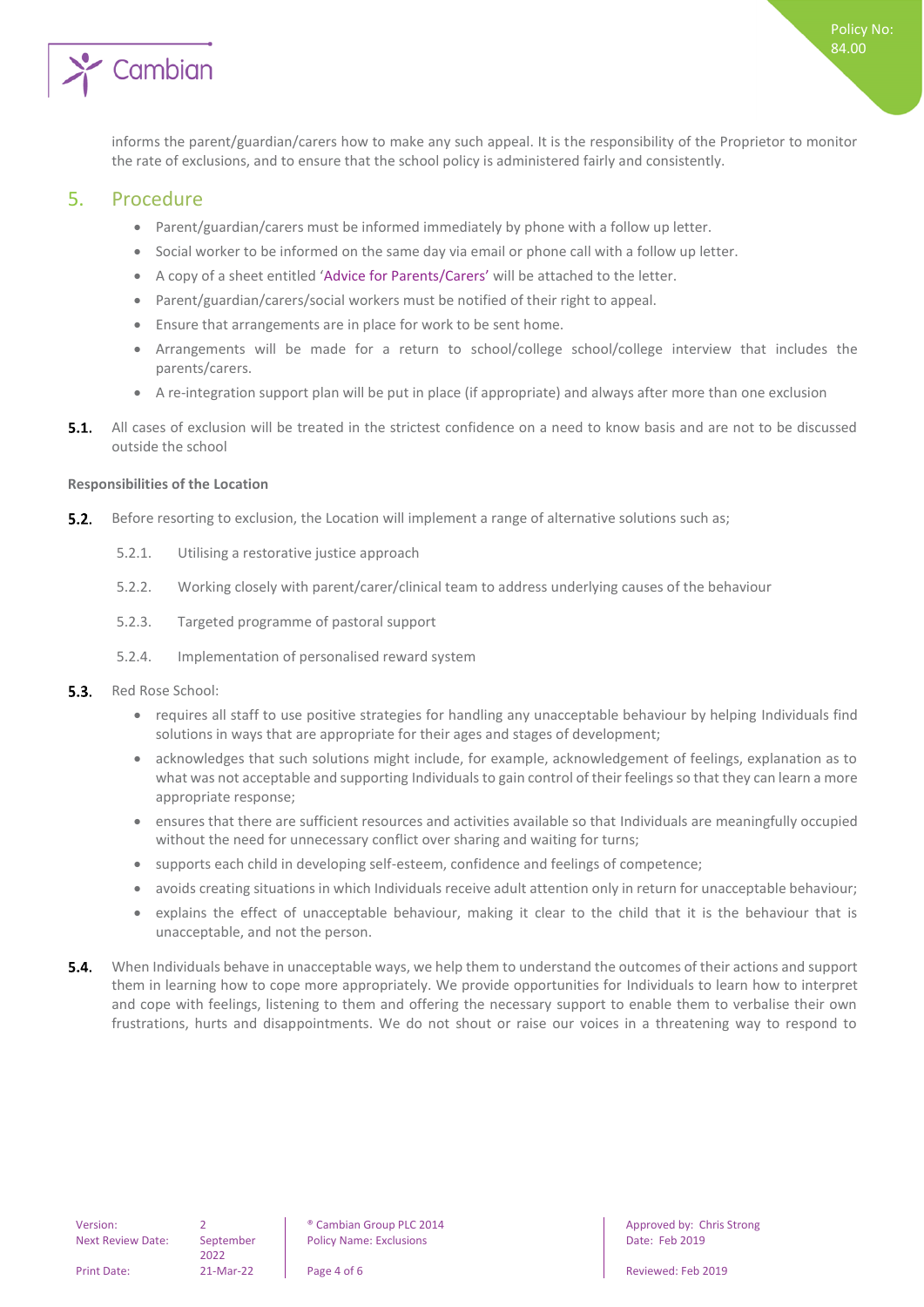informs the parent/guardian/carers how to make any such appeal. It is the responsibility of the Proprietor to monitor the rate of exclusions, and to ensure that the school policy is administered fairly and consistently.

## 5. Procedure

- Parent/guardian/carers must be informed immediately by phone with a follow up letter.
- Social worker to be informed on the same day via email or phone call with a follow up letter.
- A copy of a sheet entitled 'Advice for Parents/Carers' will be attached to the letter.
- Parent/guardian/carers/social workers must be notified of their right to appeal.
- Ensure that arrangements are in place for work to be sent home.
- Arrangements will be made for a return to school/college school/college interview that includes the parents/carers.
- A re-integration support plan will be put in place (if appropriate) and always after more than one exclusion

**5.1.** All cases of exclusion will be treated in the strictest confidence on a need to know basis and are not to be discussed outside the school

**Responsibilities of the Location**

**5.2.** Before resorting to exclusion, the Location will implement a range of alternative solutions such as;

5.2.1. Utilising a restorative justice approach

5.2.2. Working closely with parent/carer/clinical team to address underlying causes of the behaviour

5.2.3. Targeted programme of pastoral support

5.2.4. Implementation of personalised reward system

**5.3.** Red Rose School:

- requires all staff to use positive strategies for handling any unacceptable behaviour by helping Individuals find solutions in ways that are appropriate for their ages and stages of development;
- acknowledges that such solutions might include, for example, acknowledgement of feelings, explanation as to what was not acceptable and supporting Individuals to gain control of their feelings so that they can learn a more appropriate response;
- ensures that there are sufficient resources and activities available so that Individuals are meaningfully occupied without the need for unnecessary conflict over sharing and waiting for turns;
- supports each child in developing self-esteem, confidence and feelings of competence;
- avoids creating situations in which Individuals receive adult attention only in return for unacceptable behaviour;
- explains the effect of unacceptable behaviour, making it clear to the child that it is the behaviour that is unacceptable, and not the person.

**5.4.** When Individuals behave in unacceptable ways, we help them to understand the outcomes of their actions and support them in learning how to cope more appropriately. We provide opportunities for Individuals to learn how to interpret and cope with feelings, listening to them and offering the necessary support to enable them to verbalise their own frustrations, hurts and disappointments. We do not shout or raise our voices in a threatening way to respond to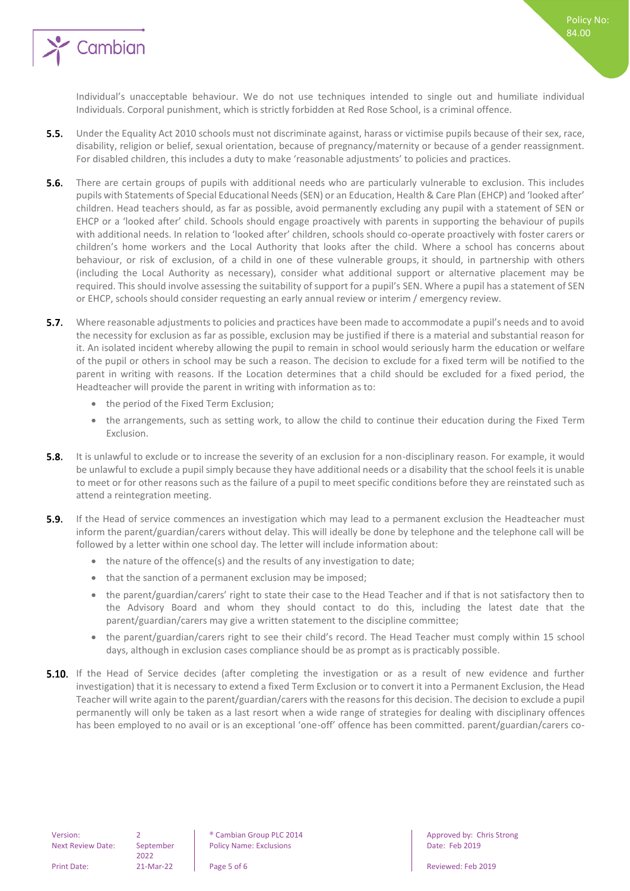Individual's unacceptable behaviour. We do not use techniques intended to single out and humiliate individual Individuals. Corporal punishment, which is strictly forbidden at Red Rose School, is a criminal offence.

**5.5.** Under the Equality Act 2010 schools must not discriminate against, harass or victimise pupils because of their sex, race, disability, religion or belief, sexual orientation, because of pregnancy/maternity or because of a gender reassignment. For disabled children, this includes a duty to make 'reasonable adjustments' to policies and practices.

**5.6.** There are certain groups of pupils with additional needs who are particularly vulnerable to exclusion. This includes pupils with Statements of Special Educational Needs (SEN) or an Education, Health & Care Plan (EHCP) and 'looked after' children. Head teachers should, as far as possible, avoid permanently excluding any pupil with a statement of SEN or EHCP or a 'looked after' child. Schools should engage proactively with parents in supporting the behaviour of pupils with additional needs. In relation to 'looked after' children, schools should co-operate proactively with foster carers or children's home workers and the Local Authority that looks after the child. Where a school has concerns about behaviour, or risk of exclusion, of a child in one of these vulnerable groups, it should, in partnership with others (including the Local Authority as necessary), consider what additional support or alternative placement may be required. This should involve assessing the suitability of support for a pupil's SEN. Where a pupil has a statement of SEN or EHCP, schools should consider requesting an early annual review or interim / emergency review.

**5.7.** Where reasonable adjustments to policies and practices have been made to accommodate a pupil's needs and to avoid the necessity for exclusion as far as possible, exclusion may be justified if there is a material and substantial reason for it. An isolated incident whereby allowing the pupil to remain in school would seriously harm the education or welfare of the pupil or others in school may be such a reason. The decision to exclude for a fixed term will be notified to the parent in writing with reasons. If the Location determines that a child should be excluded for a fixed period, the Headteacher will provide the parent in writing with information as to:

- the period of the Fixed Term Exclusion;
- the arrangements, such as setting work, to allow the child to continue their education during the Fixed Term Exclusion.

**5.8.** It is unlawful to exclude or to increase the severity of an exclusion for a non-disciplinary reason. For example, it would be unlawful to exclude a pupil simply because they have additional needs or a disability that the school feels it is unable to meet or for other reasons such as the failure of a pupil to meet specific conditions before they are reinstated such as attend a reintegration meeting.

**5.9.** If the Head of service commences an investigation which may lead to a permanent exclusion the Headteacher must inform the parent/guardian/carers without delay. This will ideally be done by telephone and the telephone call will be followed by a letter within one school day. The letter will include information about:

- the nature of the offence(s) and the results of any investigation to date;
- that the sanction of a permanent exclusion may be imposed;
- the parent/guardian/carers' right to state their case to the Head Teacher and if that is not satisfactory then to the Advisory Board and whom they should contact to do this, including the latest date that the parent/guardian/carers may give a written statement to the discipline committee;
- the parent/guardian/carers right to see their child's record. The Head Teacher must comply within 15 school days, although in exclusion cases compliance should be as prompt as is practicably possible.

**5.10.** If the Head of Service decides (after completing the investigation or as a result of new evidence and further investigation) that it is necessary to extend a fixed Term Exclusion or to convert it into a Permanent Exclusion, the Head Teacher will write again to the parent/guardian/carers with the reasons for this decision. The decision to exclude a pupil permanently will only be taken as a last resort when a wide range of strategies for dealing with disciplinary offences has been employed to no avail or is an exceptional 'one-off' offence has been committed. parent/guardian/carers co-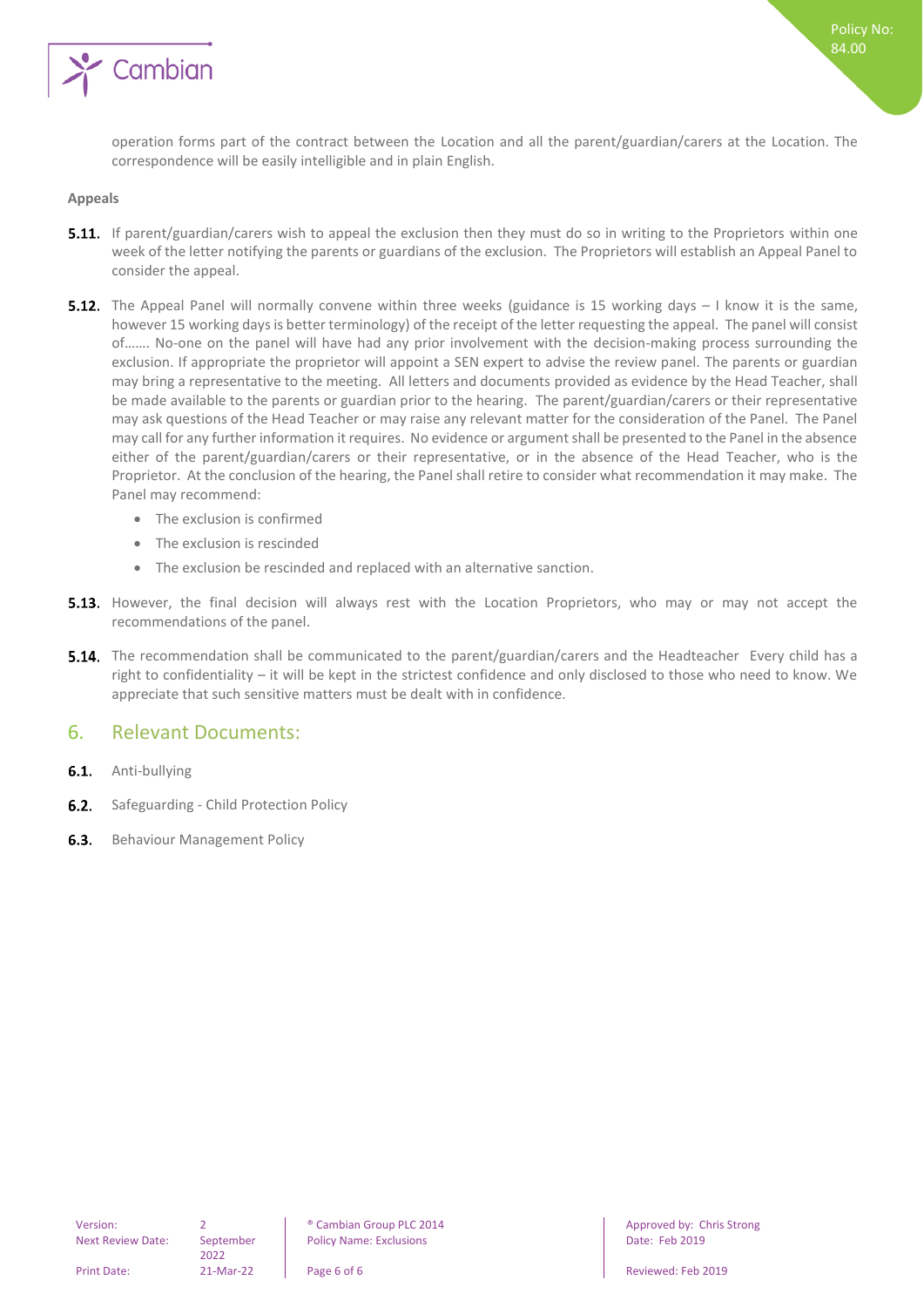operation forms part of the contract between the Location and all the parent/guardian/carers at the Location. The correspondence will be easily intelligible and in plain English.

**Appeals**

**5.11.** If parent/guardian/carers wish to appeal the exclusion then they must do so in writing to the Proprietors within one week of the letter notifying the parents or guardians of the exclusion. The Proprietors will establish an Appeal Panel to consider the appeal.

**5.12.** The Appeal Panel will normally convene within three weeks (guidance is 15 working days – I know it is the same, however 15 working days is better terminology) of the receipt of the letter requesting the appeal. The panel will consist of……. No-one on the panel will have had any prior involvement with the decision-making process surrounding the exclusion. If appropriate the proprietor will appoint a SEN expert to advise the review panel. The parents or guardian may bring a representative to the meeting. All letters and documents provided as evidence by the Head Teacher, shall be made available to the parents or guardian prior to the hearing. The parent/guardian/carers or their representative may ask questions of the Head Teacher or may raise any relevant matter for the consideration of the Panel. The Panel may call for any further information it requires. No evidence or argument shall be presented to the Panel in the absence either of the parent/guardian/carers or their representative, or in the absence of the Head Teacher, who is the Proprietor. At the conclusion of the hearing, the Panel shall retire to consider what recommendation it may make. The Panel may recommend:

- The exclusion is confirmed
- The exclusion is rescinded
- The exclusion be rescinded and replaced with an alternative sanction.

**5.13.** However, the final decision will always rest with the Location Proprietors, who may or may not accept the recommendations of the panel.

**5.14.** The recommendation shall be communicated to the parent/guardian/carers and the Headteacher Every child has a right to confidentiality – it will be kept in the strictest confidence and only disclosed to those who need to know. We appreciate that such sensitive matters must be dealt with in confidence.

## 6. Relevant Documents:

**6.1.** Anti-bullying

**6.2.** Safeguarding - Child Protection Policy

**6.3.** Behaviour Management Policy